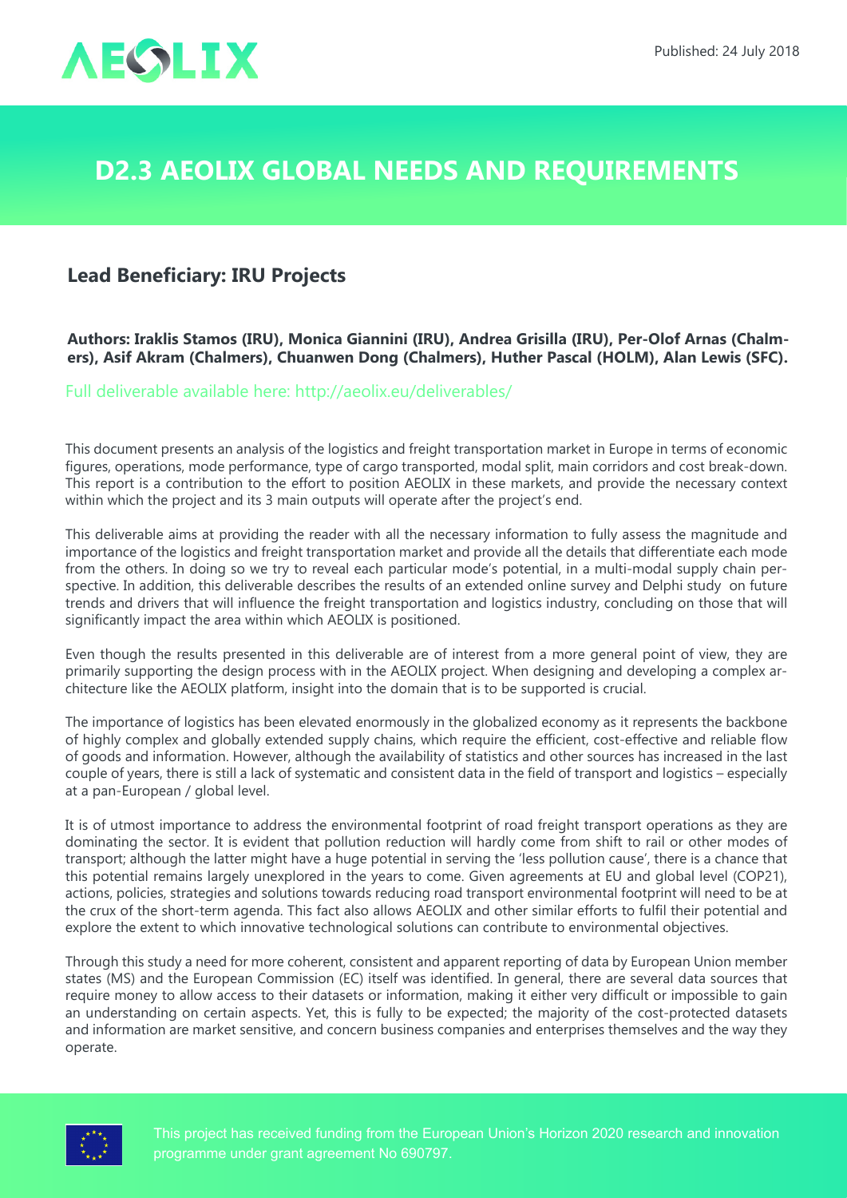AEOLIX

Published: 24 July 2018

# D2.3 AEOLIX GLOBAL NEEDS AND REQUIREMENTS

## Lead Beneficiary: IRU Projects

**Authors: Iraklis Stamos (IRU), Monica Giannini (IRU), Andrea Grisilla (IRU), Per-Olof Arnas (Chalmers), Asif Akram (Chalmers), Chuanwen Dong (Chalmers), Huther Pascal (HOLM), Alan Lewis (SFC).**

Full deliverable available here: http://aeolix.eu/deliverables/

This document presents an analysis of the logistics and freight transportation market in Europe in terms of economic figures, operations, mode performance, type of cargo transported, modal split, main corridors and cost break-down. This report is a contribution to the effort to position AEOLIX in these markets, and provide the necessary context within which the project and its 3 main outputs will operate after the project's end.

This deliverable aims at providing the reader with all the necessary information to fully assess the magnitude and importance of the logistics and freight transportation market and provide all the details that differentiate each mode from the others. In doing so we try to reveal each particular mode's potential, in a multi-modal supply chain perspective. In addition, this deliverable describes the results of an extended online survey and Delphi study on future trends and drivers that will influence the freight transportation and logistics industry, concluding on those that will significantly impact the area within which AEOLIX is positioned.

Even though the results presented in this deliverable are of interest from a more general point of view, they are primarily supporting the design process with in the AEOLIX project. When designing and developing a complex architecture like the AEOLIX platform, insight into the domain that is to be supported is crucial.

The importance of logistics has been elevated enormously in the globalized economy as it represents the backbone of highly complex and globally extended supply chains, which require the efficient, cost-effective and reliable flow of goods and information. However, although the availability of statistics and other sources has increased in the last couple of years, there is still a lack of systematic and consistent data in the field of transport and logistics – especially at a pan-European / global level.

It is of utmost importance to address the environmental footprint of road freight transport operations as they are dominating the sector. It is evident that pollution reduction will hardly come from shift to rail or other modes of transport; although the latter might have a huge potential in serving the 'less pollution cause', there is a chance that this potential remains largely unexplored in the years to come. Given agreements at EU and global level (COP21), actions, policies, strategies and solutions towards reducing road transport environmental footprint will need to be at the crux of the short-term agenda. This fact also allows AEOLIX and other similar efforts to fulfil their potential and explore the extent to which innovative technological solutions can contribute to environmental objectives.

Through this study a need for more coherent, consistent and apparent reporting of data by European Union member states (MS) and the European Commission (EC) itself was identified. In general, there are several data sources that require money to allow access to their datasets or information, making it either very difficult or impossible to gain an understanding on certain aspects. Yet, this is fully to be expected; the majority of the cost-protected datasets and information are market sensitive, and concern business companies and enterprises themselves and the way they operate.

This project has received funding from the European Union's Horizon 2020 research and innovation programme under grant agreement No 690797.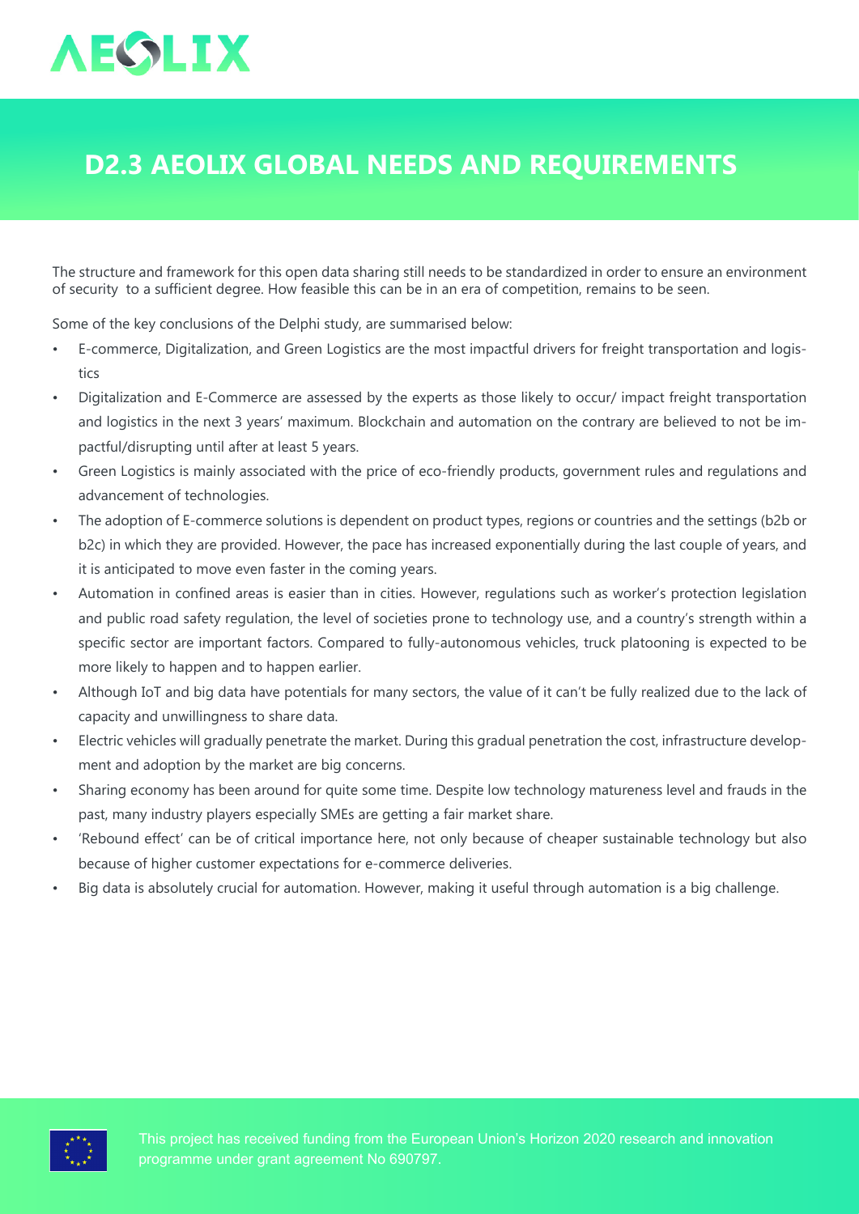The structure and framework for this open data sharing still needs to be standardized in order to ensure an environment of security to a sufficient degree. How feasible this can be in an era of competition, remains to be seen.

Some of the key conclusions of the Delphi study, are summarised below:

- E-commerce, Digitalization, and Green Logistics are the most impactful drivers for freight transportation and logistics
- Digitalization and E-Commerce are assessed by the experts as those likely to occur/ impact freight transportation and logistics in the next 3 years' maximum. Blockchain and automation on the contrary are believed to not be impactful/disrupting until after at least 5 years.
- Green Logistics is mainly associated with the price of eco-friendly products, government rules and regulations and advancement of technologies.
- The adoption of E-commerce solutions is dependent on product types, regions or countries and the settings (b2b or b2c) in which they are provided. However, the pace has increased exponentially during the last couple of years, and it is anticipated to move even faster in the coming years.
- Automation in confined areas is easier than in cities. However, regulations such as worker's protection legislation and public road safety regulation, the level of societies prone to technology use, and a country's strength within a specific sector are important factors. Compared to fully-autonomous vehicles, truck platooning is expected to be more likely to happen and to happen earlier.
- Although IoT and big data have potentials for many sectors, the value of it can't be fully realized due to the lack of capacity and unwillingness to share data.
- Electric vehicles will gradually penetrate the market. During this gradual penetration the cost, infrastructure development and adoption by the market are big concerns.
- Sharing economy has been around for quite some time. Despite low technology matureness level and frauds in the past, many industry players especially SMEs are getting a fair market share.
- 'Rebound effect' can be of critical importance here, not only because of cheaper sustainable technology but also because of higher customer expectations for e-commerce deliveries.
- Big data is absolutely crucial for automation. However, making it useful through automation is a big challenge.